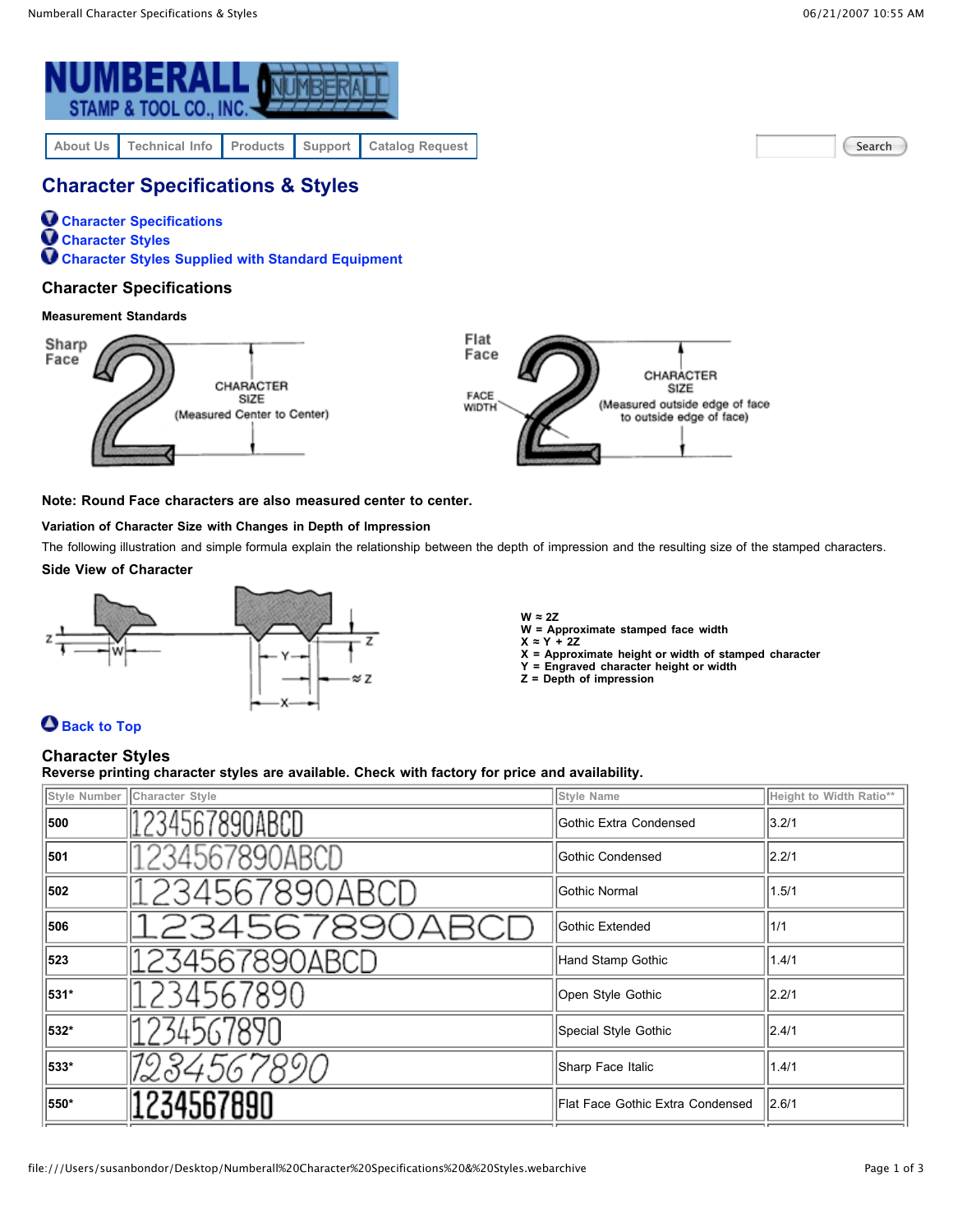# Character Specifications & Styles

- Character Specifications
- Character Styles
- Character Styles Supplied with Standard Equipment

## Character Specifications

### Measurement Standards

Sharp Face — CHARACTER SIZE (Measured Center to Center)

Flat Face — FACE WIDTH — CHARACTER SIZE (Measured outside edge of face to outside edge of face)

**Note: Round Face characters are also measured center to center.**

### Variation of Character Size with Changes in Depth of Impression

The following illustration and simple formula explain the relationship between the depth of impression and the resulting size of the stamped characters.

### Side View of Character

**$W \approx 2Z$**
**W = Approximate stamped face width**
**$X \approx Y + 2Z$**
**X = Approximate height or width of stamped character**
**Y = Engraved character height or width**
**Z = Depth of impression**

Back to Top

## Character Styles

**Reverse printing character styles are available. Check with factory for price and availability.**

| Style Number | Character Style | Style Name | Height to Width Ratio** |
|---|---|---|---|
| 500 | 1234567890ABCD | Gothic Extra Condensed | 3.2/1 |
| 501 | 1234567890ABCD | Gothic Condensed | 2.2/1 |
| 502 | 1234567890ABCD | Gothic Normal | 1.5/1 |
| 506 | 1234567890ABCD | Gothic Extended | 1/1 |
| 523 | 1234567890ABCD | Hand Stamp Gothic | 1.4/1 |
| 531* | 1234567890 | Open Style Gothic | 2.2/1 |
| 532* | 1234567890 | Special Style Gothic | 2.4/1 |
| 533* | 1234567890 | Sharp Face Italic | 1.4/1 |
| 550* | 1234567890 | Flat Face Gothic Extra Condensed | 2.6/1 |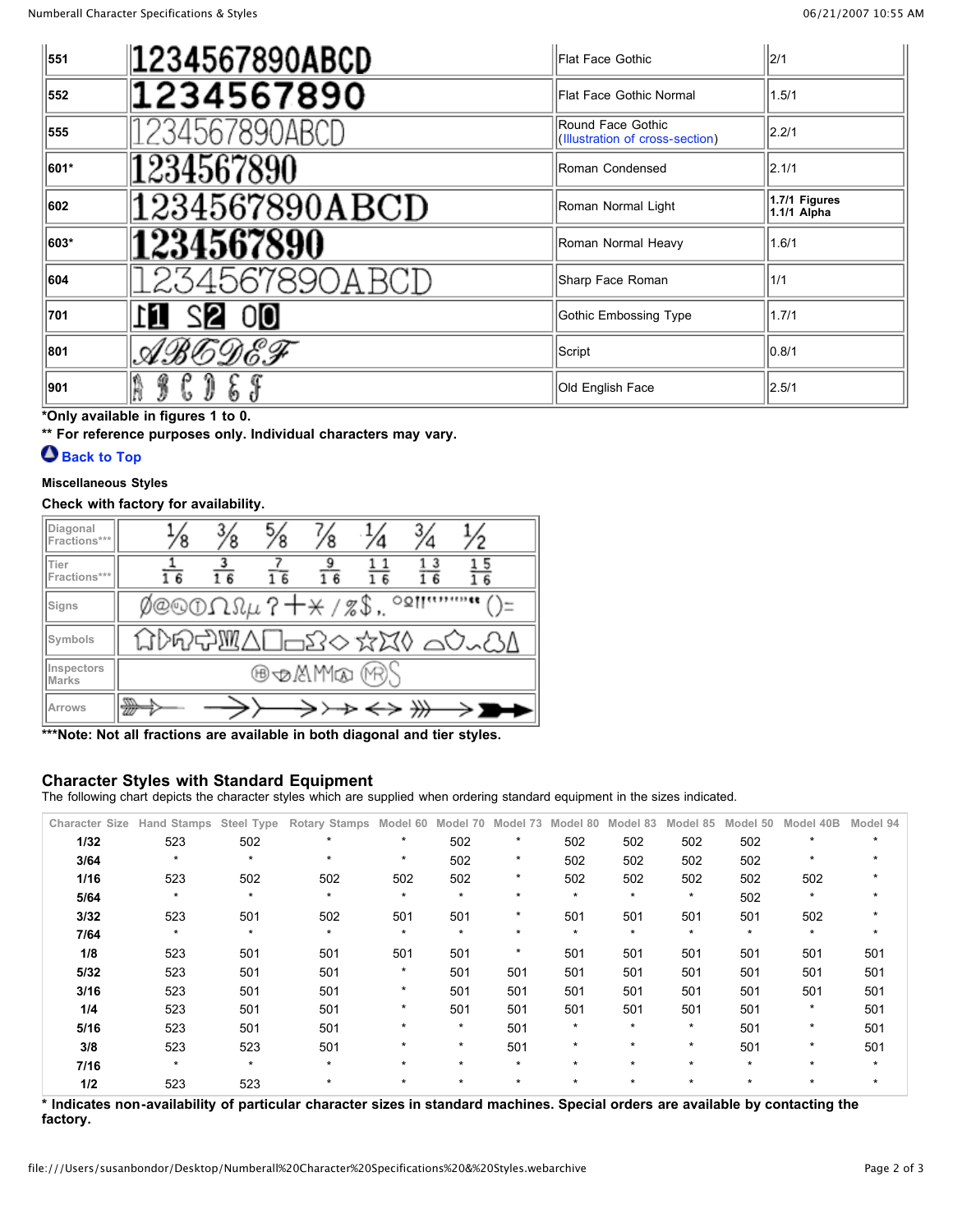| | | | |
|---|---|---|---|
| 551 | 1234567890ABCD | Flat Face Gothic | 2/1 |
| 552 | 1234567890 | Flat Face Gothic Normal | 1.5/1 |
| 555 | 1234567890ABCD | Round Face Gothic (Illustration of cross-section) | 2.2/1 |
| 601* | 1234567890 | Roman Condensed | 2.1/1 |
| 602 | 1234567890ABCD | Roman Normal Light | **1.7/1 Figures 1.1/1 Alpha** |
| 603* | 1234567890 | Roman Normal Heavy | 1.6/1 |
| 604 | 1234567890ABCD | Sharp Face Roman | 1/1 |
| 701 | 1 S2 0 | Gothic Embossing Type | 1.7/1 |
| 801 | ABCDEF | Script | 0.8/1 |
| 901 | A B C D E F | Old English Face | 2.5/1 |

**\*Only available in figures 1 to 0.**

**\*\* For reference purposes only. Individual characters may vary.**

**Back to Top**

**Miscellaneous Styles**

**Check with factory for availability.**

| | |
|---|---|
| Diagonal Fractions*** | 1/8 3/8 5/8 7/8 1/4 3/4 1/2 |
| Tier Fractions*** | 1/16 3/16 7/16 9/16 11/16 13/16 15/16 |
| Signs | Ø @ ℄ ⓡ Ω µ ? + ✳ / % $ , . ° ( ) = |
| Symbols | |
| Inspectors Marks | |
| Arrows | |

**\*\*\*Note: Not all fractions are available in both diagonal and tier styles.**

## Character Styles with Standard Equipment

The following chart depicts the character styles which are supplied when ordering standard equipment in the sizes indicated.

| Character Size | Hand Stamps | Steel Type | Rotary Stamps | Model 60 | Model 70 | Model 73 | Model 80 | Model 83 | Model 85 | Model 50 | Model 40B | Model 94 |
|---|---|---|---|---|---|---|---|---|---|---|---|---|
| **1/32** | 523 | 502 | * | * | 502 | * | 502 | 502 | 502 | 502 | * | * |
| **3/64** | * | * | * | * | 502 | * | 502 | 502 | 502 | 502 | * | * |
| **1/16** | 523 | 502 | 502 | 502 | 502 | * | 502 | 502 | 502 | 502 | 502 | * |
| **5/64** | * | * | * | * | * | * | * | * | * | 502 | * | * |
| **3/32** | 523 | 501 | 502 | 501 | 501 | * | 501 | 501 | 501 | 501 | 502 | * |
| **7/64** | * | * | * | * | * | * | * | * | * | * | * | * |
| **1/8** | 523 | 501 | 501 | 501 | 501 | * | 501 | 501 | 501 | 501 | 501 | 501 |
| **5/32** | 523 | 501 | 501 | * | 501 | 501 | 501 | 501 | 501 | 501 | 501 | 501 |
| **3/16** | 523 | 501 | 501 | * | 501 | 501 | 501 | 501 | 501 | 501 | 501 | 501 |
| **1/4** | 523 | 501 | 501 | * | 501 | 501 | 501 | 501 | 501 | 501 | * | 501 |
| **5/16** | 523 | 501 | 501 | * | * | 501 | * | * | * | 501 | * | 501 |
| **3/8** | 523 | 523 | 501 | * | * | 501 | * | * | * | 501 | * | 501 |
| **7/16** | * | * | * | * | * | * | * | * | * | * | * | * |
| **1/2** | 523 | 523 | * | * | * | * | * | * | * | * | * | * |

**\* Indicates non-availability of particular character sizes in standard machines. Special orders are available by contacting the factory.**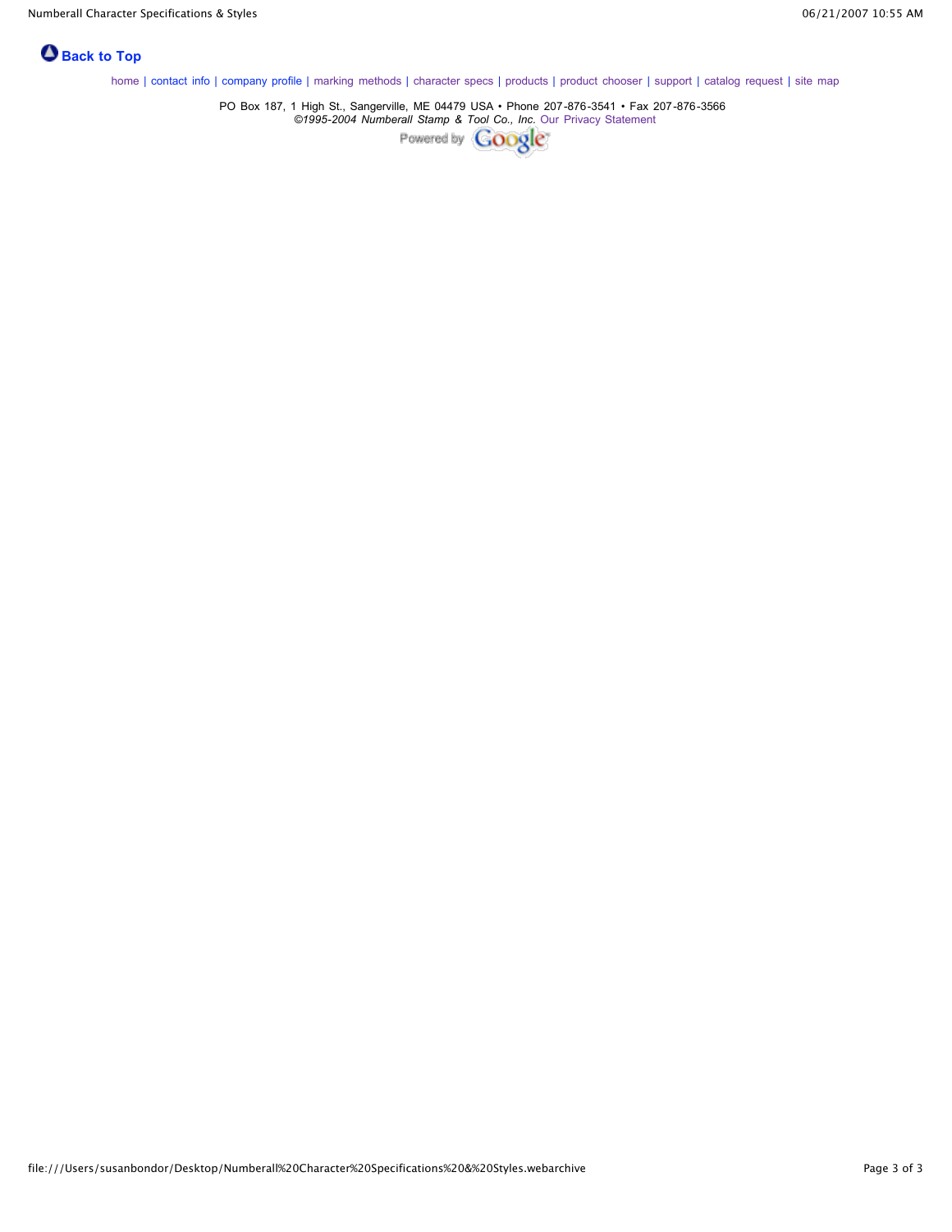**Back to Top**

home | contact info | company profile | marking methods | character specs | products | product chooser | support | catalog request | site map

PO Box 187, 1 High St., Sangerville, ME 04479 USA • Phone 207-876-3541 • Fax 207-876-3566
*©1995-2004 Numberall Stamp & Tool Co., Inc.* Our Privacy Statement

Powered by Google